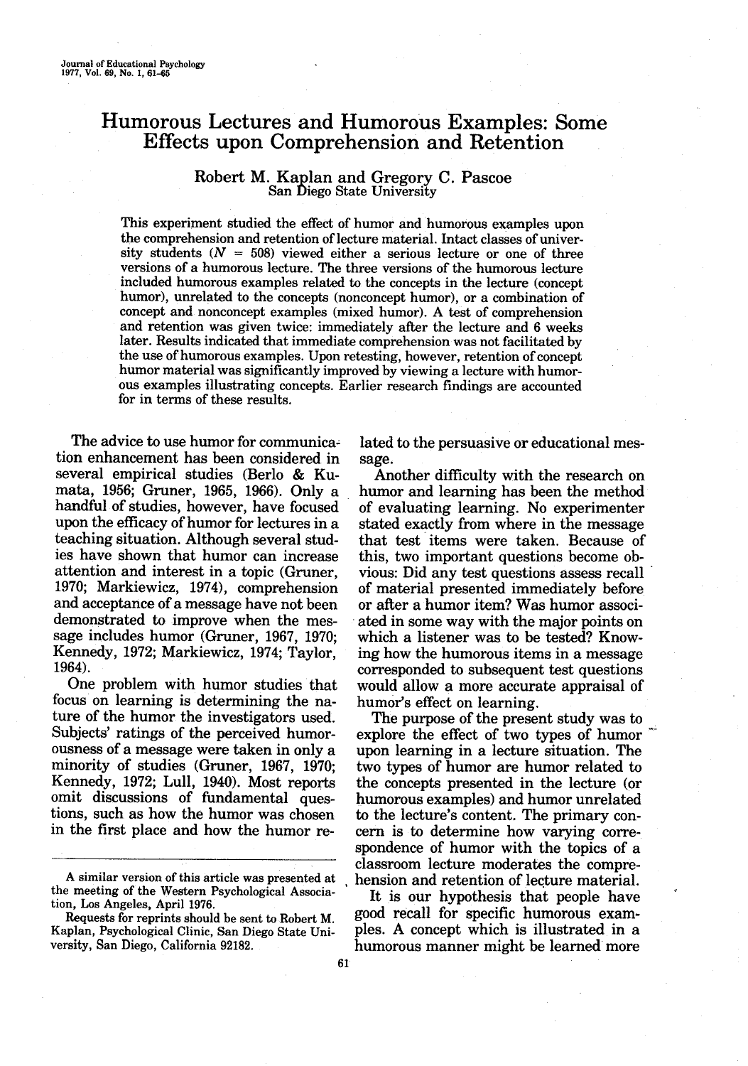# Humorous Lectures and Humorous Examples: Some Effects upon Comprehension and Retention

Robert M. Kaplan and Gregory C. Pascoe
San Diego State University

This experiment studied the effect of humor and humorous examples upon the comprehension and retention of lecture material. Intact classes of university students ($N = 508$) viewed either a serious lecture or one of three versions of a humorous lecture. The three versions of the humorous lecture included humorous examples related to the concepts in the lecture (concept humor), unrelated to the concepts (nonconcept humor), or a combination of concept and nonconcept examples (mixed humor). A test of comprehension and retention was given twice: immediately after the lecture and 6 weeks later. Results indicated that immediate comprehension was not facilitated by the use of humorous examples. Upon retesting, however, retention of concept humor material was significantly improved by viewing a lecture with humorous examples illustrating concepts. Earlier research findings are accounted for in terms of these results.

The advice to use humor for communication enhancement has been considered in several empirical studies (Berlo & Kumata, 1956; Gruner, 1965, 1966). Only a handful of studies, however, have focused upon the efficacy of humor for lectures in a teaching situation. Although several studies have shown that humor can increase attention and interest in a topic (Gruner, 1970; Markiewicz, 1974), comprehension and acceptance of a message have not been demonstrated to improve when the message includes humor (Gruner, 1967, 1970; Kennedy, 1972; Markiewicz, 1974; Taylor, 1964).

One problem with humor studies that focus on learning is determining the nature of the humor the investigators used. Subjects' ratings of the perceived humorousness of a message were taken in only a minority of studies (Gruner, 1967, 1970; Kennedy, 1972; Lull, 1940). Most reports omit discussions of fundamental questions, such as how the humor was chosen in the first place and how the humor related to the persuasive or educational message.

Another difficulty with the research on humor and learning has been the method of evaluating learning. No experimenter stated exactly from where in the message that test items were taken. Because of this, two important questions become obvious: Did any test questions assess recall of material presented immediately before or after a humor item? Was humor associated in some way with the major points on which a listener was to be tested? Knowing how the humorous items in a message corresponded to subsequent test questions would allow a more accurate appraisal of humor's effect on learning.

The purpose of the present study was to explore the effect of two types of humor upon learning in a lecture situation. The two types of humor are humor related to the concepts presented in the lecture (or humorous examples) and humor unrelated to the lecture's content. The primary concern is to determine how varying correspondence of humor with the topics of a classroom lecture moderates the comprehension and retention of lecture material.

It is our hypothesis that people have good recall for specific humorous examples. A concept which is illustrated in a humorous manner might be learned more

A similar version of this article was presented at the meeting of the Western Psychological Association, Los Angeles, April 1976.

Requests for reprints should be sent to Robert M. Kaplan, Psychological Clinic, San Diego State University, San Diego, California 92182.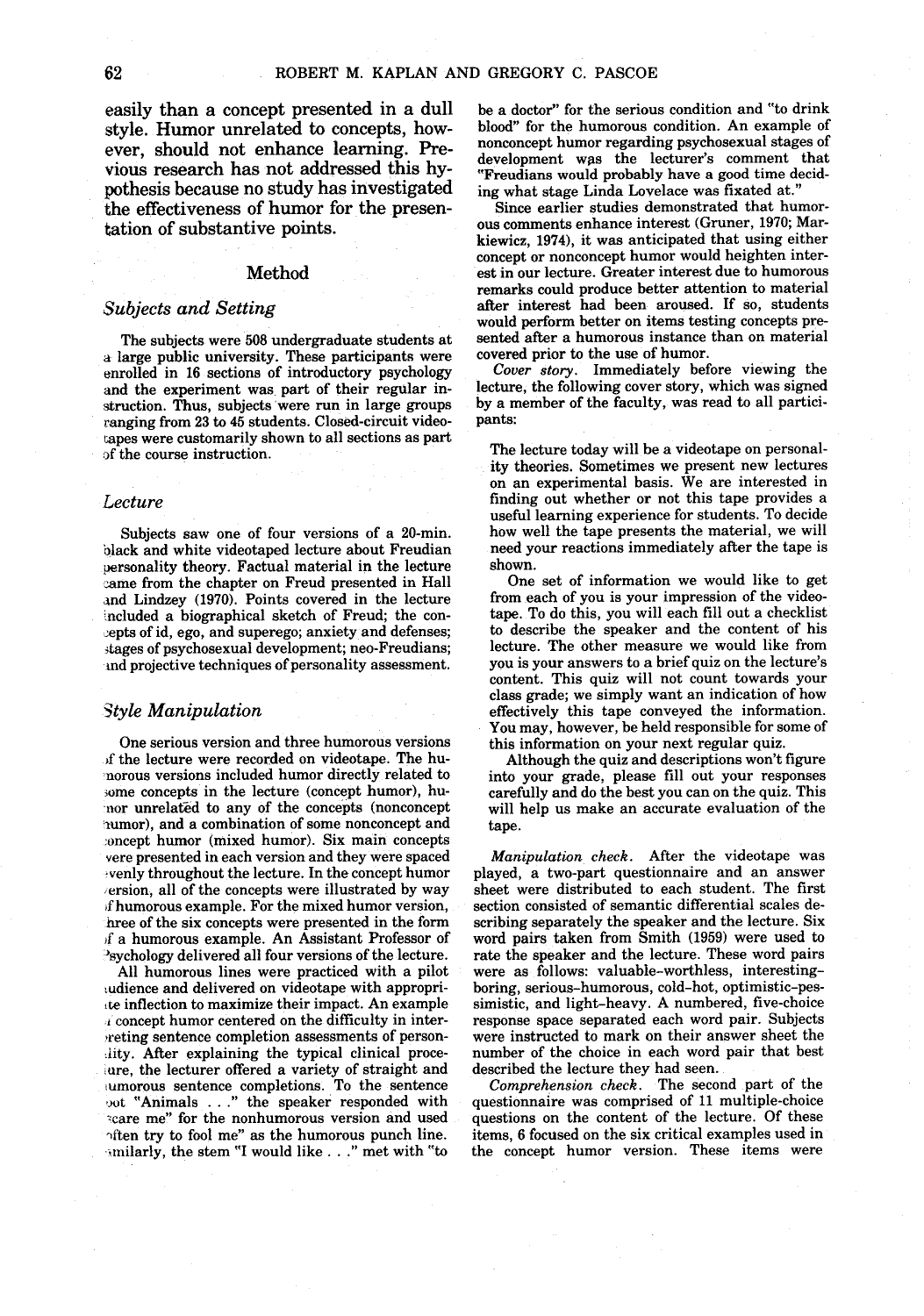easily than a concept presented in a dull style. Humor unrelated to concepts, however, should not enhance learning. Previous research has not addressed this hypothesis because no study has investigated the effectiveness of humor for the presentation of substantive points.

## Method

### *Subjects and Setting*

The subjects were 508 undergraduate students at a large public university. These participants were enrolled in 16 sections of introductory psychology and the experiment was part of their regular instruction. Thus, subjects were run in large groups ranging from 23 to 45 students. Closed-circuit videotapes were customarily shown to all sections as part of the course instruction.

### *Lecture*

Subjects saw one of four versions of a 20-min. black and white videotaped lecture about Freudian personality theory. Factual material in the lecture came from the chapter on Freud presented in Hall and Lindzey (1970). Points covered in the lecture included a biographical sketch of Freud; the concepts of id, ego, and superego; anxiety and defenses; stages of psychosexual development; neo-Freudians; and projective techniques of personality assessment.

### *Style Manipulation*

One serious version and three humorous versions of the lecture were recorded on videotape. The humorous versions included humor directly related to some concepts in the lecture (concept humor), humor unrelated to any of the concepts (nonconcept humor), and a combination of some nonconcept and concept humor (mixed humor). Six main concepts were presented in each version and they were spaced evenly throughout the lecture. In the concept humor version, all of the concepts were illustrated by way of humorous example. For the mixed humor version, three of the six concepts were presented in the form of a humorous example. An Assistant Professor of Psychology delivered all four versions of the lecture.

All humorous lines were practiced with a pilot audience and delivered on videotape with appropriate inflection to maximize their impact. An example of concept humor centered on the difficulty in interpreting sentence completion assessments of personality. After explaining the typical clinical procedure, the lecturer offered a variety of straight and humorous sentence completions. To the sentence root "Animals . . ." the speaker responded with "scare me" for the nonhumorous version and used "often try to fool me" as the humorous punch line. Similarly, the stem "I would like . . ." met with "to be a doctor" for the serious condition and "to drink blood" for the humorous condition. An example of nonconcept humor regarding psychosexual stages of development was the lecturer's comment that "Freudians would probably have a good time deciding what stage Linda Lovelace was fixated at."

Since earlier studies demonstrated that humorous comments enhance interest (Gruner, 1970; Markiewicz, 1974), it was anticipated that using either concept or nonconcept humor would heighten interest in our lecture. Greater interest due to humorous remarks could produce better attention to material after interest had been aroused. If so, students would perform better on items testing concepts presented after a humorous instance than on material covered prior to the use of humor.

*Cover story.* Immediately before viewing the lecture, the following cover story, which was signed by a member of the faculty, was read to all participants:

> The lecture today will be a videotape on personality theories. Sometimes we present new lectures on an experimental basis. We are interested in finding out whether or not this tape provides a useful learning experience for students. To decide how well the tape presents the material, we will need your reactions immediately after the tape is shown.
>
> One set of information we would like to get from each of you is your impression of the videotape. To do this, you will each fill out a checklist to describe the speaker and the content of his lecture. The other measure we would like from you is your answers to a brief quiz on the lecture's content. This quiz will not count towards your class grade; we simply want an indication of how effectively this tape conveyed the information. You may, however, be held responsible for some of this information on your next regular quiz.
>
> Although the quiz and descriptions won't figure into your grade, please fill out your responses carefully and do the best you can on the quiz. This will help us make an accurate evaluation of the tape.

*Manipulation check.* After the videotape was played, a two-part questionnaire and an answer sheet were distributed to each student. The first section consisted of semantic differential scales describing separately the speaker and the lecture. Six word pairs taken from Smith (1959) were used to rate the speaker and the lecture. These word pairs were as follows: valuable–worthless, interesting–boring, serious–humorous, cold–hot, optimistic–pessimistic, and light–heavy. A numbered, five-choice response space separated each word pair. Subjects were instructed to mark on their answer sheet the number of the choice in each word pair that best described the lecture they had seen.

*Comprehension check.* The second part of the questionnaire was comprised of 11 multiple-choice questions on the content of the lecture. Of these items, 6 focused on the six critical examples used in the concept humor version. These items were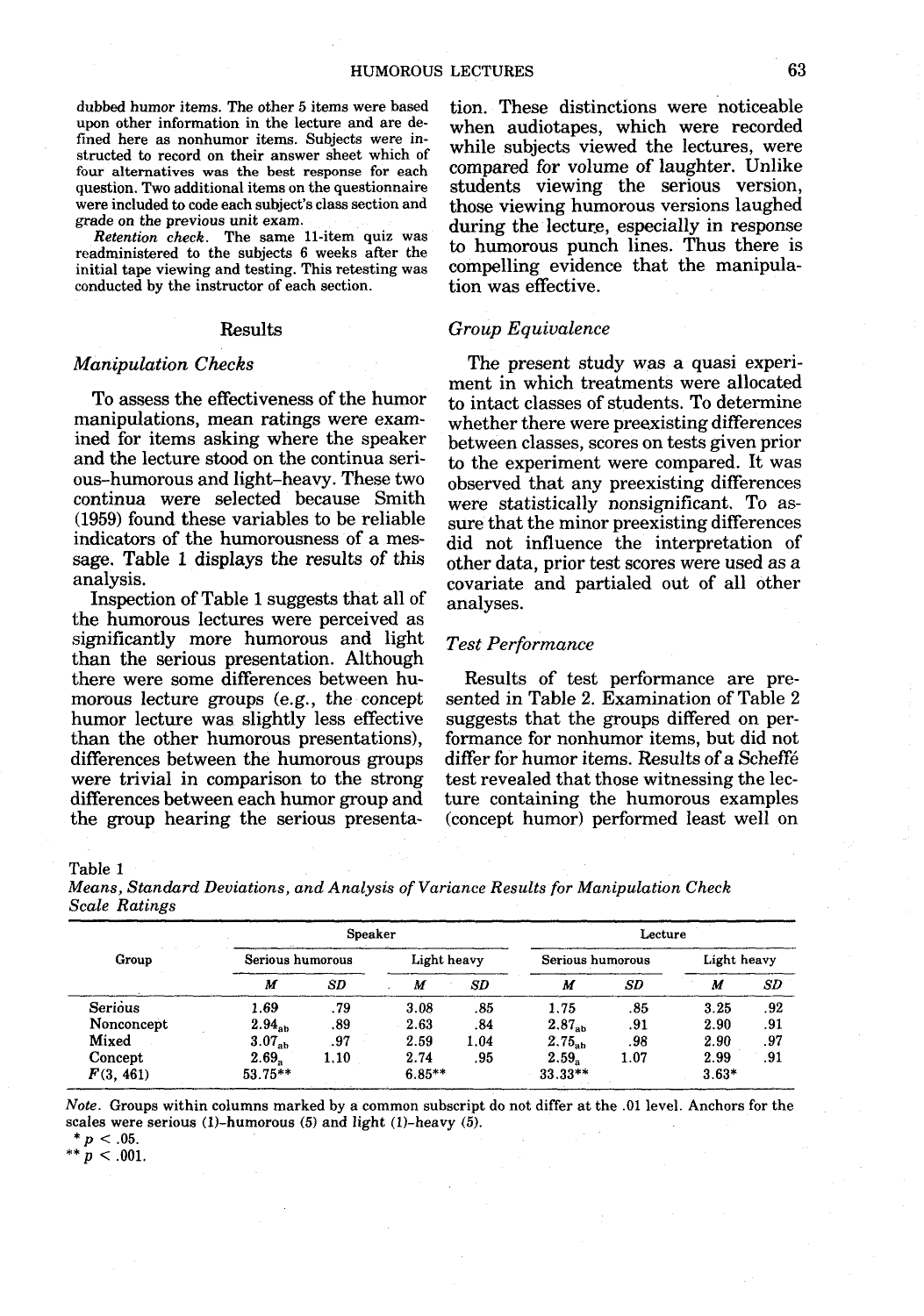dubbed humor items. The other 5 items were based upon other information in the lecture and are defined here as nonhumor items. Subjects were instructed to record on their answer sheet which of four alternatives was the best response for each question. Two additional items on the questionnaire were included to code each subject's class section and grade on the previous unit exam.

*Retention check.* The same 11-item quiz was readministered to the subjects 6 weeks after the initial tape viewing and testing. This retesting was conducted by the instructor of each section.

## Results

### *Manipulation Checks*

To assess the effectiveness of the humor manipulations, mean ratings were examined for items asking where the speaker and the lecture stood on the continua serious–humorous and light–heavy. These two continua were selected because Smith (1959) found these variables to be reliable indicators of the humorousness of a message. Table 1 displays the results of this analysis.

Inspection of Table 1 suggests that all of the humorous lectures were perceived as significantly more humorous and light than the serious presentation. Although there were some differences between humorous lecture groups (e.g., the concept humor lecture was slightly less effective than the other humorous presentations), differences between the humorous groups were trivial in comparison to the strong differences between each humor group and the group hearing the serious presentation. These distinctions were noticeable when audiotapes, which were recorded while subjects viewed the lectures, were compared for volume of laughter. Unlike students viewing the serious version, those viewing humorous versions laughed during the lecture, especially in response to humorous punch lines. Thus there is compelling evidence that the manipulation was effective.

### *Group Equivalence*

The present study was a quasi experiment in which treatments were allocated to intact classes of students. To determine whether there were preexisting differences between classes, scores on tests given prior to the experiment were compared. It was observed that any preexisting differences were statistically nonsignificant. To assure that the minor preexisting differences did not influence the interpretation of other data, prior test scores were used as a covariate and partialed out of all other analyses.

### *Test Performance*

Results of test performance are presented in Table 2. Examination of Table 2 suggests that the groups differed on performance for nonhumor items, but did not differ for humor items. Results of a Scheffé test revealed that those witnessing the lecture containing the humorous examples (concept humor) performed least well on

Table 1
*Means, Standard Deviations, and Analysis of Variance Results for Manipulation Check Scale Ratings*

| Group | Speaker | | | | Lecture | | | |
|---|---|---|---|---|---|---|---|---|
| | Serious humorous | | Light heavy | | Serious humorous | | Light heavy | |
| | *M* | *SD* | *M* | *SD* | *M* | *SD* | *M* | *SD* |
| Serious | 1.69 | .79 | 3.08 | .85 | 1.75 | .85 | 3.25 | .92 |
| Nonconcept | $2.94_{ab}$ | .89 | 2.63 | .84 | $2.87_{ab}$ | .91 | 2.90 | .91 |
| Mixed | $3.07_{ab}$ | .97 | 2.59 | 1.04 | $2.75_{ab}$ | .98 | 2.90 | .97 |
| Concept | $2.69_{a}$ | 1.10 | 2.74 | .95 | $2.59_{a}$ | 1.07 | 2.99 | .91 |
| $F(3, 461)$ | 53.75** | | 6.85** | | 33.33** | | 3.63* | |

*Note.* Groups within columns marked by a common subscript do not differ at the .01 level. Anchors for the scales were serious (1)–humorous (5) and light (1)–heavy (5).
\* $p < .05$.
\*\* $p < .001$.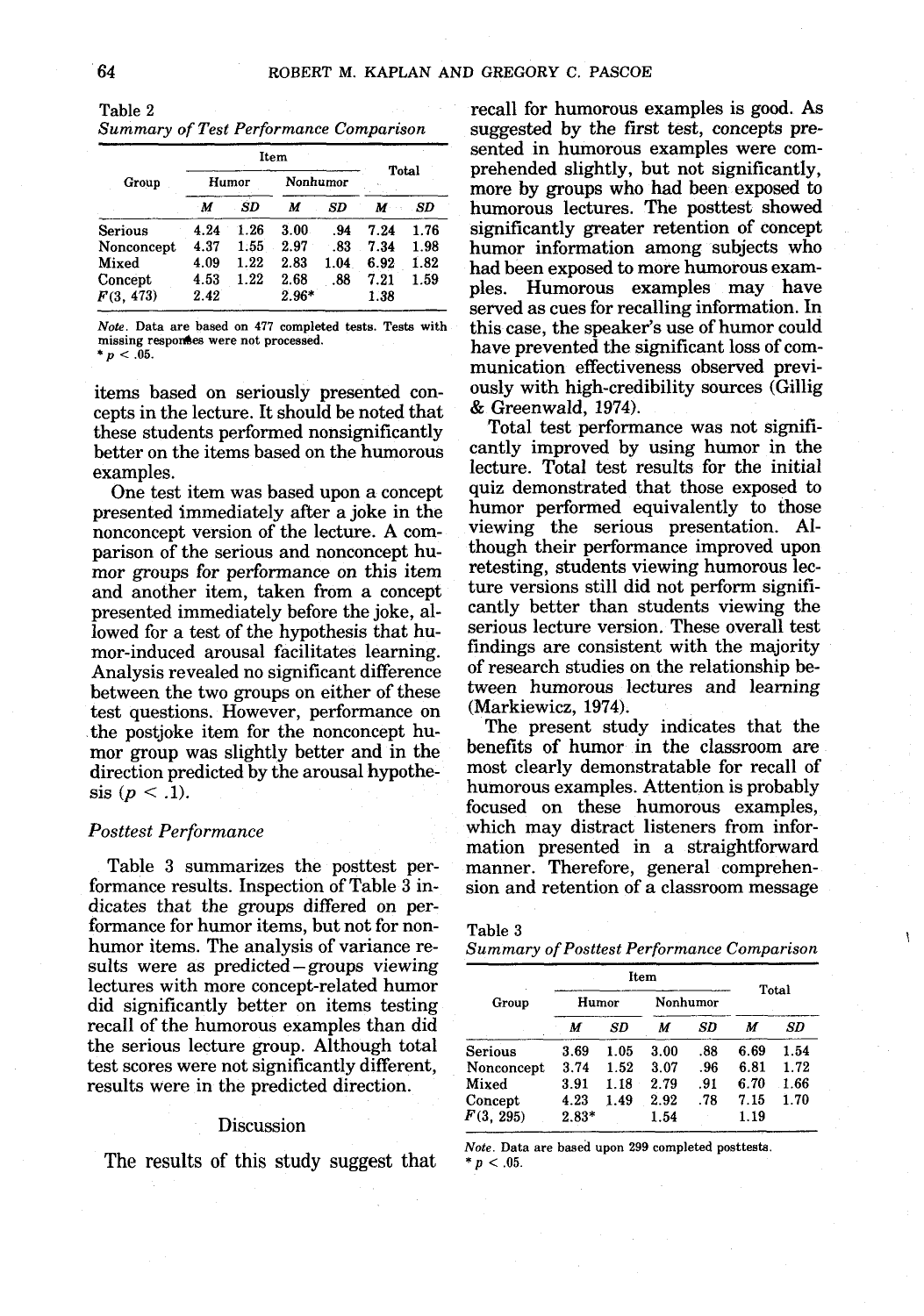Table 2
*Summary of Test Performance Comparison*

| Group | Item | | | | Total | |
|---|---|---|---|---|---|---|
| | Humor | | Nonhumor | | | |
| | *M* | *SD* | *M* | *SD* | *M* | *SD* |
| Serious | 4.24 | 1.26 | 3.00 | .94 | 7.24 | 1.76 |
| Nonconcept | 4.37 | 1.55 | 2.97 | .83 | 7.34 | 1.98 |
| Mixed | 4.09 | 1.22 | 2.83 | 1.04 | 6.92 | 1.82 |
| Concept | 4.53 | 1.22 | 2.68 | .88 | 7.21 | 1.59 |
| $F(3, 473)$ | 2.42 | | 2.96* | | 1.38 | |

*Note*. Data are based on 477 completed tests. Tests with missing responses were not processed.
* $p < .05$.

items based on seriously presented concepts in the lecture. It should be noted that these students performed nonsignificantly better on the items based on the humorous examples.

One test item was based upon a concept presented immediately after a joke in the nonconcept version of the lecture. A comparison of the serious and nonconcept humor groups for performance on this item and another item, taken from a concept presented immediately before the joke, allowed for a test of the hypothesis that humor-induced arousal facilitates learning. Analysis revealed no significant difference between the two groups on either of these test questions. However, performance on the postjoke item for the nonconcept humor group was slightly better and in the direction predicted by the arousal hypothesis ($p < .1$).

### *Posttest Performance*

Table 3 summarizes the posttest performance results. Inspection of Table 3 indicates that the groups differed on performance for humor items, but not for nonhumor items. The analysis of variance results were as predicted – groups viewing lectures with more concept-related humor did significantly better on items testing recall of the humorous examples than did the serious lecture group. Although total test scores were not significantly different, results were in the predicted direction.

## Discussion

The results of this study suggest that recall for humorous examples is good. As suggested by the first test, concepts presented in humorous examples were comprehended slightly, but not significantly, more by groups who had been exposed to humorous lectures. The posttest showed significantly greater retention of concept humor information among subjects who had been exposed to more humorous examples. Humorous examples may have served as cues for recalling information. In this case, the speaker's use of humor could have prevented the significant loss of communication effectiveness observed previously with high-credibility sources (Gillig & Greenwald, 1974).

Total test performance was not significantly improved by using humor in the lecture. Total test results for the initial quiz demonstrated that those exposed to humor performed equivalently to those viewing the serious presentation. Although their performance improved upon retesting, students viewing humorous lecture versions still did not perform significantly better than students viewing the serious lecture version. These overall test findings are consistent with the majority of research studies on the relationship between humorous lectures and learning (Markiewicz, 1974).

The present study indicates that the benefits of humor in the classroom are most clearly demonstratable for recall of humorous examples. Attention is probably focused on these humorous examples, which may distract listeners from information presented in a straightforward manner. Therefore, general comprehension and retention of a classroom message

Table 3
*Summary of Posttest Performance Comparison*

| Group | Item | | | | Total | |
|---|---|---|---|---|---|---|
| | Humor | | Nonhumor | | | |
| | *M* | *SD* | *M* | *SD* | *M* | *SD* |
| Serious | 3.69 | 1.05 | 3.00 | .88 | 6.69 | 1.54 |
| Nonconcept | 3.74 | 1.52 | 3.07 | .96 | 6.81 | 1.72 |
| Mixed | 3.91 | 1.18 | 2.79 | .91 | 6.70 | 1.66 |
| Concept | 4.23 | 1.49 | 2.92 | .78 | 7.15 | 1.70 |
| $F(3, 295)$ | 2.83* | | 1.54 | | 1.19 | |

*Note*. Data are based upon 299 completed posttests.
* $p < .05$.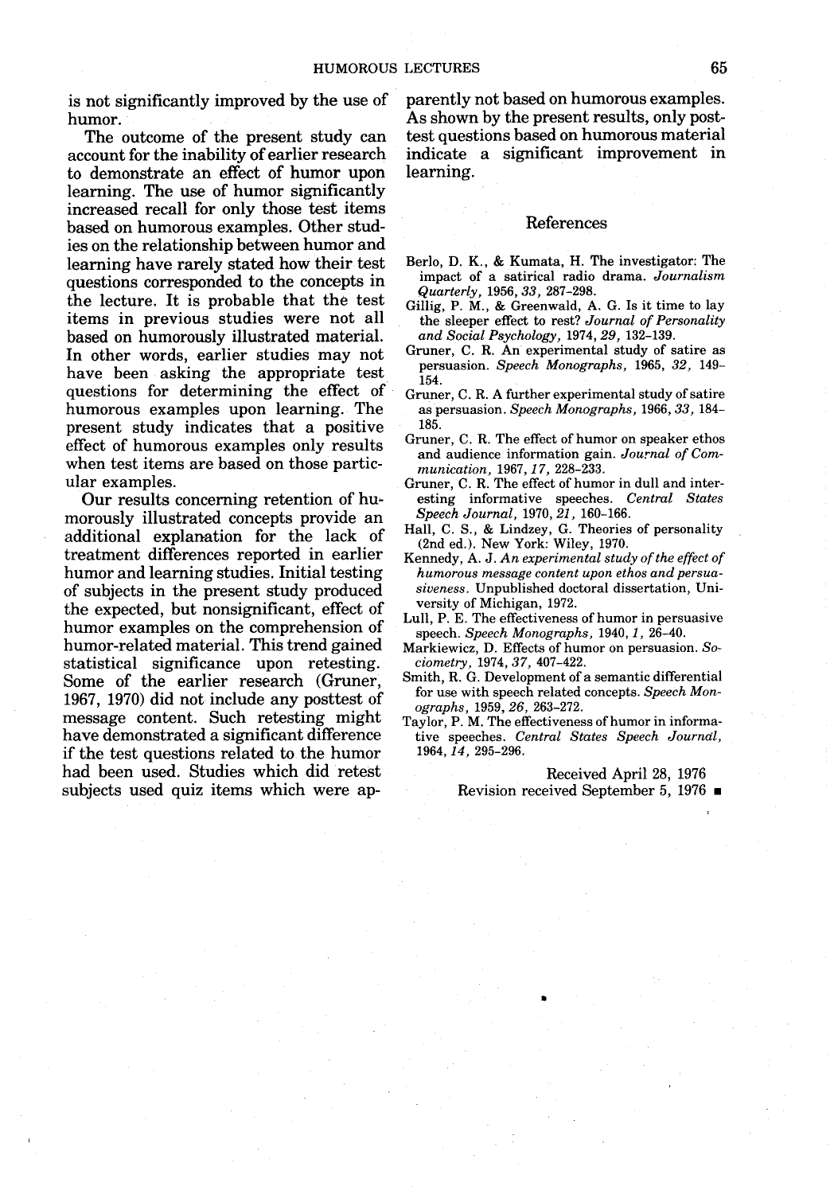is not significantly improved by the use of humor.

The outcome of the present study can account for the inability of earlier research to demonstrate an effect of humor upon learning. The use of humor significantly increased recall for only those test items based on humorous examples. Other studies on the relationship between humor and learning have rarely stated how their test questions corresponded to the concepts in the lecture. It is probable that the test items in previous studies were not all based on humorously illustrated material. In other words, earlier studies may not have been asking the appropriate test questions for determining the effect of humorous examples upon learning. The present study indicates that a positive effect of humorous examples only results when test items are based on those particular examples.

Our results concerning retention of humorously illustrated concepts provide an additional explanation for the lack of treatment differences reported in earlier humor and learning studies. Initial testing of subjects in the present study produced the expected, but nonsignificant, effect of humor examples on the comprehension of humor-related material. This trend gained statistical significance upon retesting. Some of the earlier research (Gruner, 1967, 1970) did not include any posttest of message content. Such retesting might have demonstrated a significant difference if the test questions related to the humor had been used. Studies which did retest subjects used quiz items which were apparently not based on humorous examples. As shown by the present results, only posttest questions based on humorous material indicate a significant improvement in learning.

## References

Berlo, D. K., & Kumata, H. The investigator: The impact of a satirical radio drama. *Journalism Quarterly*, 1956, *33*, 287–298.

Gillig, P. M., & Greenwald, A. G. Is it time to lay the sleeper effect to rest? *Journal of Personality and Social Psychology*, 1974, *29*, 132–139.

Gruner, C. R. An experimental study of satire as persuasion. *Speech Monographs*, 1965, *32*, 149–154.

Gruner, C. R. A further experimental study of satire as persuasion. *Speech Monographs*, 1966, *33*, 184–185.

Gruner, C. R. The effect of humor on speaker ethos and audience information gain. *Journal of Communication*, 1967, *17*, 228–233.

Gruner, C. R. The effect of humor in dull and interesting informative speeches. *Central States Speech Journal*, 1970, *21*, 160–166.

Hall, C. S., & Lindzey, G. Theories of personality (2nd ed.). New York: Wiley, 1970.

Kennedy, A. J. *An experimental study of the effect of humorous message content upon ethos and persuasiveness*. Unpublished doctoral dissertation, University of Michigan, 1972.

Lull, P. E. The effectiveness of humor in persuasive speech. *Speech Monographs*, 1940, *1*, 26–40.

Markiewicz, D. Effects of humor on persuasion. *Sociometry*, 1974, *37*, 407–422.

Smith, R. G. Development of a semantic differential for use with speech related concepts. *Speech Monographs*, 1959, *26*, 263–272.

Taylor, P. M. The effectiveness of humor in informative speeches. *Central States Speech Journal*, 1964, *14*, 295–296.

Received April 28, 1976
Revision received September 5, 1976 ■